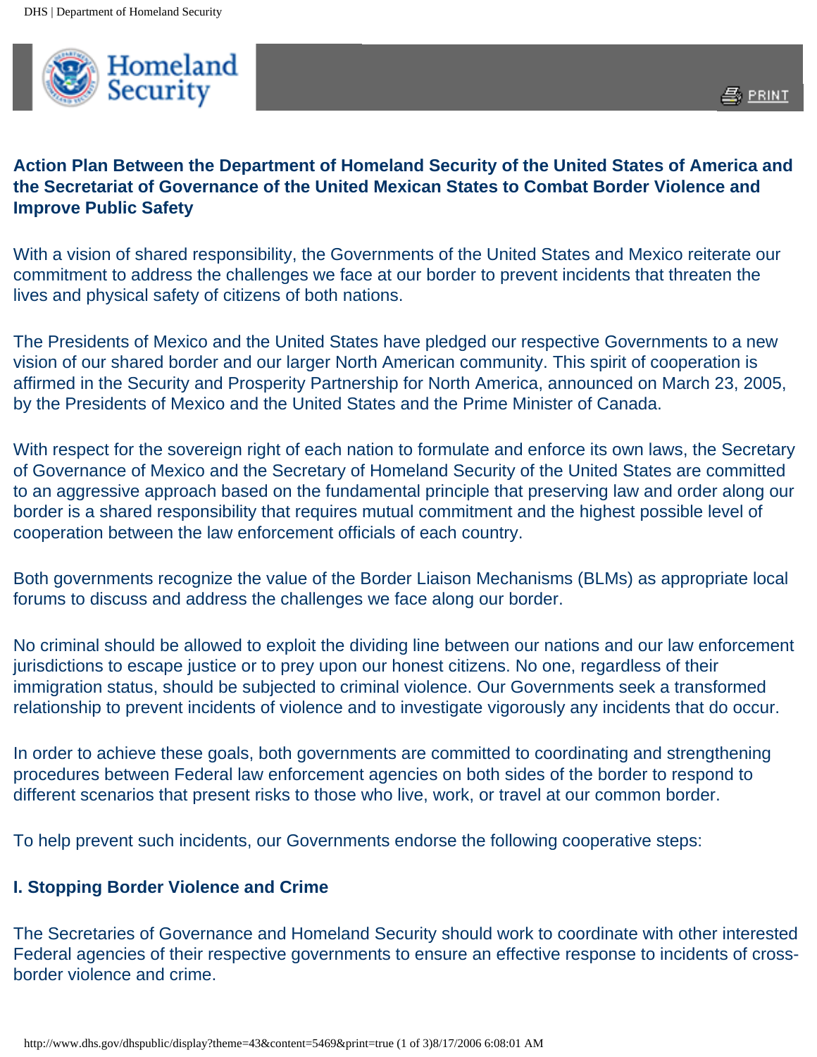# Action Plan Between the Department of Homeland Security of the United States of America and the Secretariat of Governance of the United Mexican States to Combat Border Violence and Improve Public Safety

With a vision of shared responsibility, the Governments of the United States and Mexico reiterate our commitment to address the challenges we face at our border to prevent incidents that threaten the lives and physical safety of citizens of both nations.

The Presidents of Mexico and the United States have pledged our respective Governments to a new vision of our shared border and our larger North American community. This spirit of cooperation is affirmed in the Security and Prosperity Partnership for North America, announced on March 23, 2005, by the Presidents of Mexico and the United States and the Prime Minister of Canada.

With respect for the sovereign right of each nation to formulate and enforce its own laws, the Secretary of Governance of Mexico and the Secretary of Homeland Security of the United States are committed to an aggressive approach based on the fundamental principle that preserving law and order along our border is a shared responsibility that requires mutual commitment and the highest possible level of cooperation between the law enforcement officials of each country.

Both governments recognize the value of the Border Liaison Mechanisms (BLMs) as appropriate local forums to discuss and address the challenges we face along our border.

No criminal should be allowed to exploit the dividing line between our nations and our law enforcement jurisdictions to escape justice or to prey upon our honest citizens. No one, regardless of their immigration status, should be subjected to criminal violence. Our Governments seek a transformed relationship to prevent incidents of violence and to investigate vigorously any incidents that do occur.

In order to achieve these goals, both governments are committed to coordinating and strengthening procedures between Federal law enforcement agencies on both sides of the border to respond to different scenarios that present risks to those who live, work, or travel at our common border.

To help prevent such incidents, our Governments endorse the following cooperative steps:

## I. Stopping Border Violence and Crime

The Secretaries of Governance and Homeland Security should work to coordinate with other interested Federal agencies of their respective governments to ensure an effective response to incidents of cross-border violence and crime.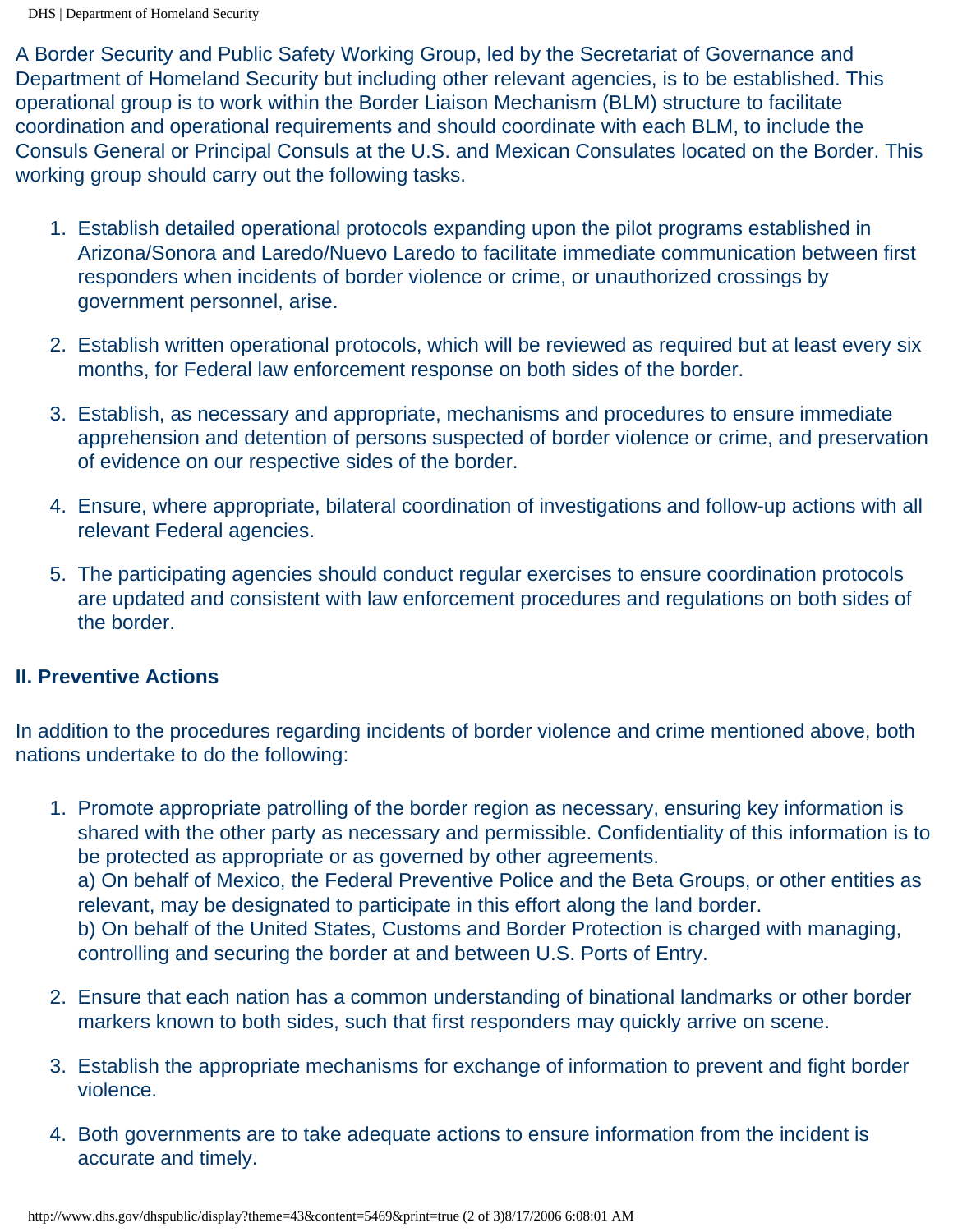A Border Security and Public Safety Working Group, led by the Secretariat of Governance and Department of Homeland Security but including other relevant agencies, is to be established. This operational group is to work within the Border Liaison Mechanism (BLM) structure to facilitate coordination and operational requirements and should coordinate with each BLM, to include the Consuls General or Principal Consuls at the U.S. and Mexican Consulates located on the Border. This working group should carry out the following tasks.

1. Establish detailed operational protocols expanding upon the pilot programs established in Arizona/Sonora and Laredo/Nuevo Laredo to facilitate immediate communication between first responders when incidents of border violence or crime, or unauthorized crossings by government personnel, arise.

2. Establish written operational protocols, which will be reviewed as required but at least every six months, for Federal law enforcement response on both sides of the border.

3. Establish, as necessary and appropriate, mechanisms and procedures to ensure immediate apprehension and detention of persons suspected of border violence or crime, and preservation of evidence on our respective sides of the border.

4. Ensure, where appropriate, bilateral coordination of investigations and follow-up actions with all relevant Federal agencies.

5. The participating agencies should conduct regular exercises to ensure coordination protocols are updated and consistent with law enforcement procedures and regulations on both sides of the border.

## II. Preventive Actions

In addition to the procedures regarding incidents of border violence and crime mentioned above, both nations undertake to do the following:

1. Promote appropriate patrolling of the border region as necessary, ensuring key information is shared with the other party as necessary and permissible. Confidentiality of this information is to be protected as appropriate or as governed by other agreements.
   a) On behalf of Mexico, the Federal Preventive Police and the Beta Groups, or other entities as relevant, may be designated to participate in this effort along the land border.
   b) On behalf of the United States, Customs and Border Protection is charged with managing, controlling and securing the border at and between U.S. Ports of Entry.

2. Ensure that each nation has a common understanding of binational landmarks or other border markers known to both sides, such that first responders may quickly arrive on scene.

3. Establish the appropriate mechanisms for exchange of information to prevent and fight border violence.

4. Both governments are to take adequate actions to ensure information from the incident is accurate and timely.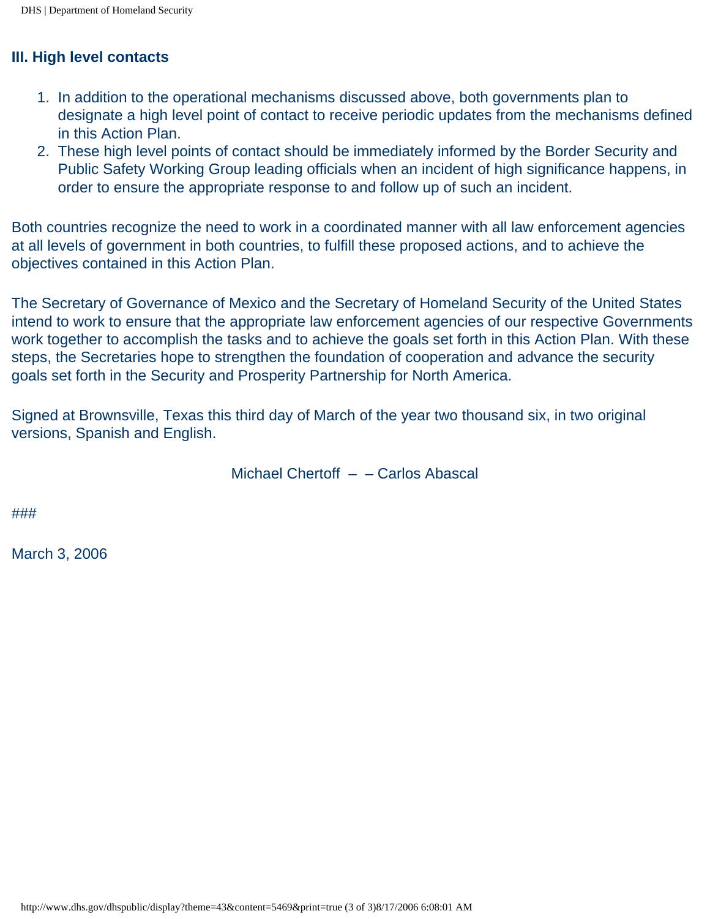### III. High level contacts

1. In addition to the operational mechanisms discussed above, both governments plan to designate a high level point of contact to receive periodic updates from the mechanisms defined in this Action Plan.
2. These high level points of contact should be immediately informed by the Border Security and Public Safety Working Group leading officials when an incident of high significance happens, in order to ensure the appropriate response to and follow up of such an incident.

Both countries recognize the need to work in a coordinated manner with all law enforcement agencies at all levels of government in both countries, to fulfill these proposed actions, and to achieve the objectives contained in this Action Plan.

The Secretary of Governance of Mexico and the Secretary of Homeland Security of the United States intend to work to ensure that the appropriate law enforcement agencies of our respective Governments work together to accomplish the tasks and to achieve the goals set forth in this Action Plan. With these steps, the Secretaries hope to strengthen the foundation of cooperation and advance the security goals set forth in the Security and Prosperity Partnership for North America.

Signed at Brownsville, Texas this third day of March of the year two thousand six, in two original versions, Spanish and English.

Michael Chertoff – – Carlos Abascal

###

March 3, 2006